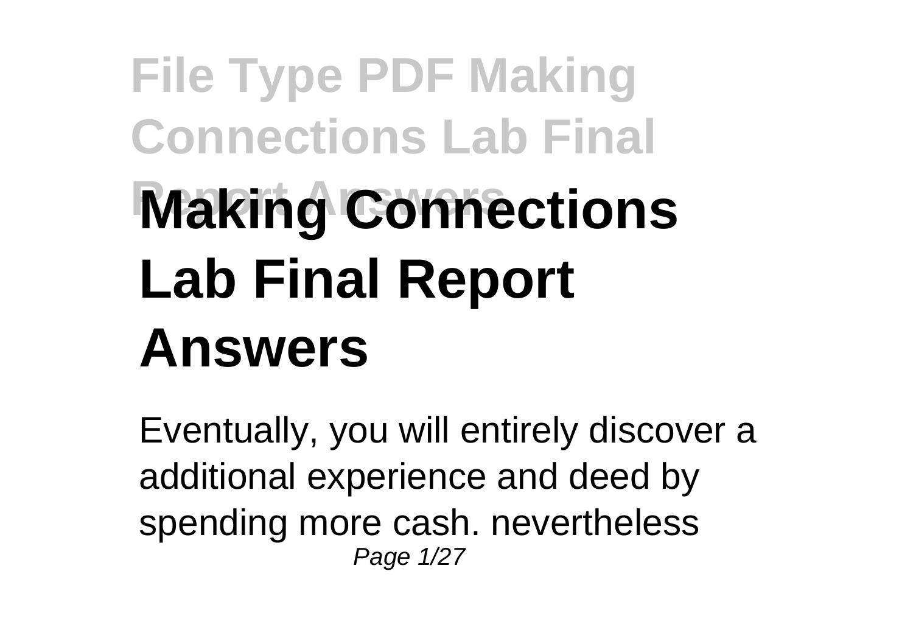# Making Connections Lab Final Report Answers

Eventually, you will entirely discover a additional experience and deed by spending more cash. nevertheless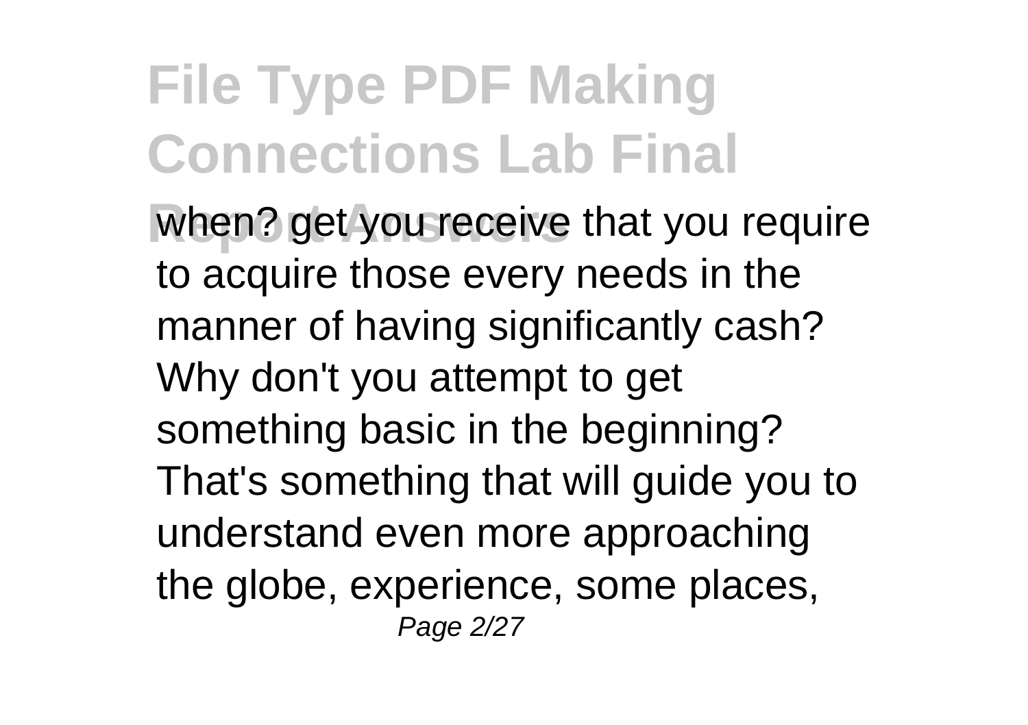when? get you receive that you require to acquire those every needs in the manner of having significantly cash? Why don't you attempt to get something basic in the beginning? That's something that will guide you to understand even more approaching the globe, experience, some places,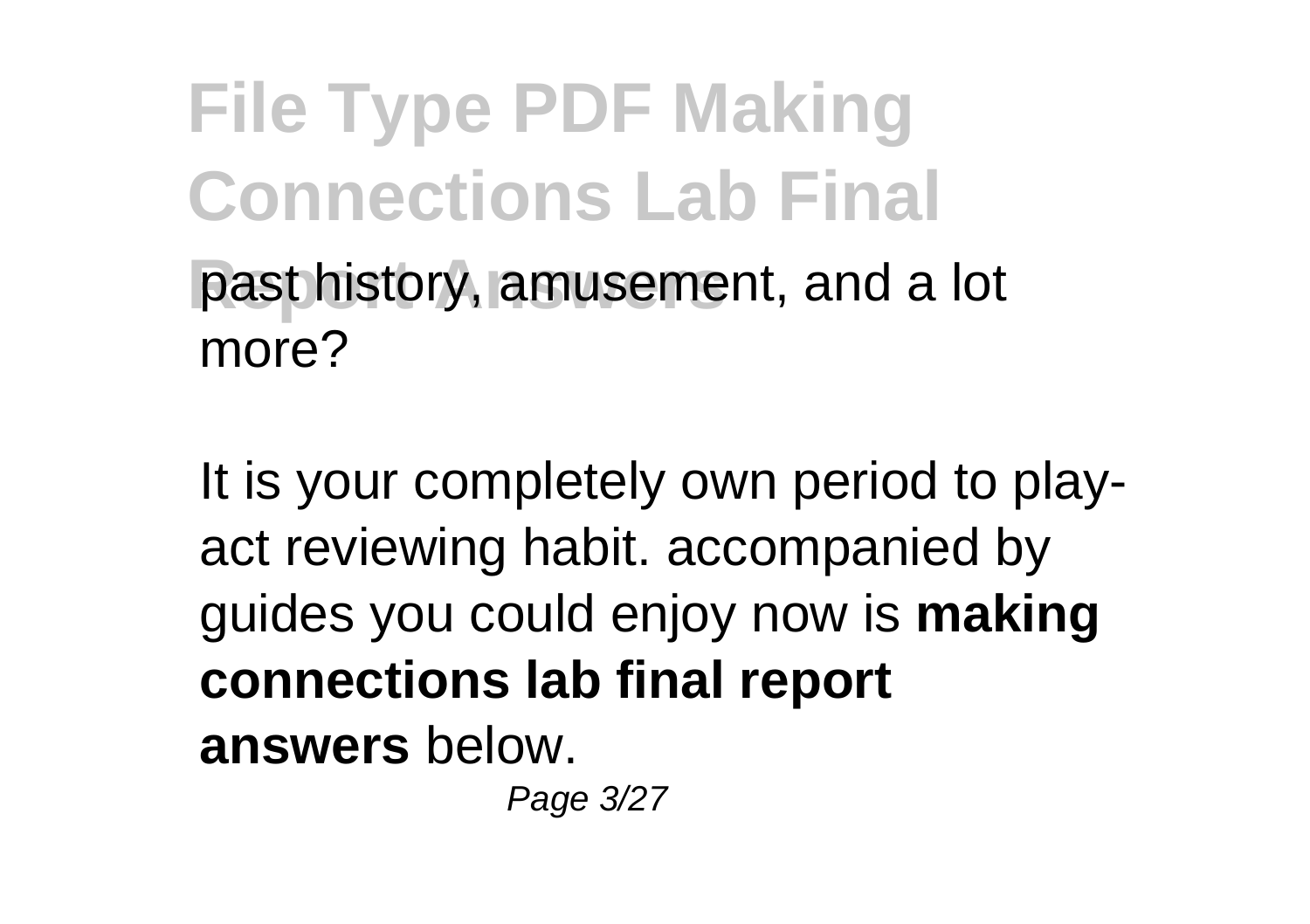past history, amusement, and a lot more?

It is your completely own period to play-act reviewing habit. accompanied by guides you could enjoy now is **making connections lab final report answers** below.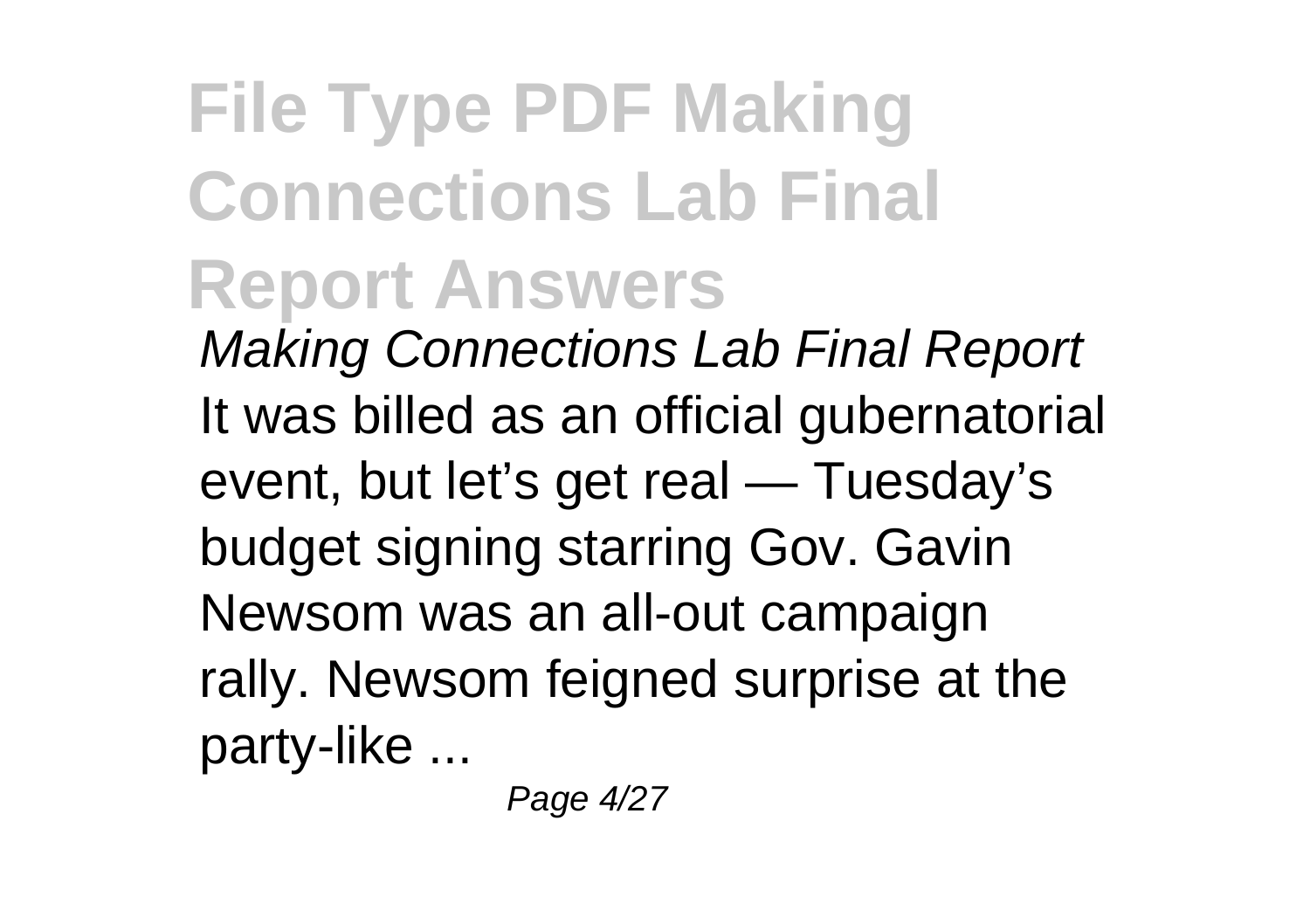# File Type PDF Making Connections Lab Final Report Answers

*Making Connections Lab Final Report*

It was billed as an official gubernatorial event, but let's get real — Tuesday's budget signing starring Gov. Gavin Newsom was an all-out campaign rally. Newsom feigned surprise at the party-like ...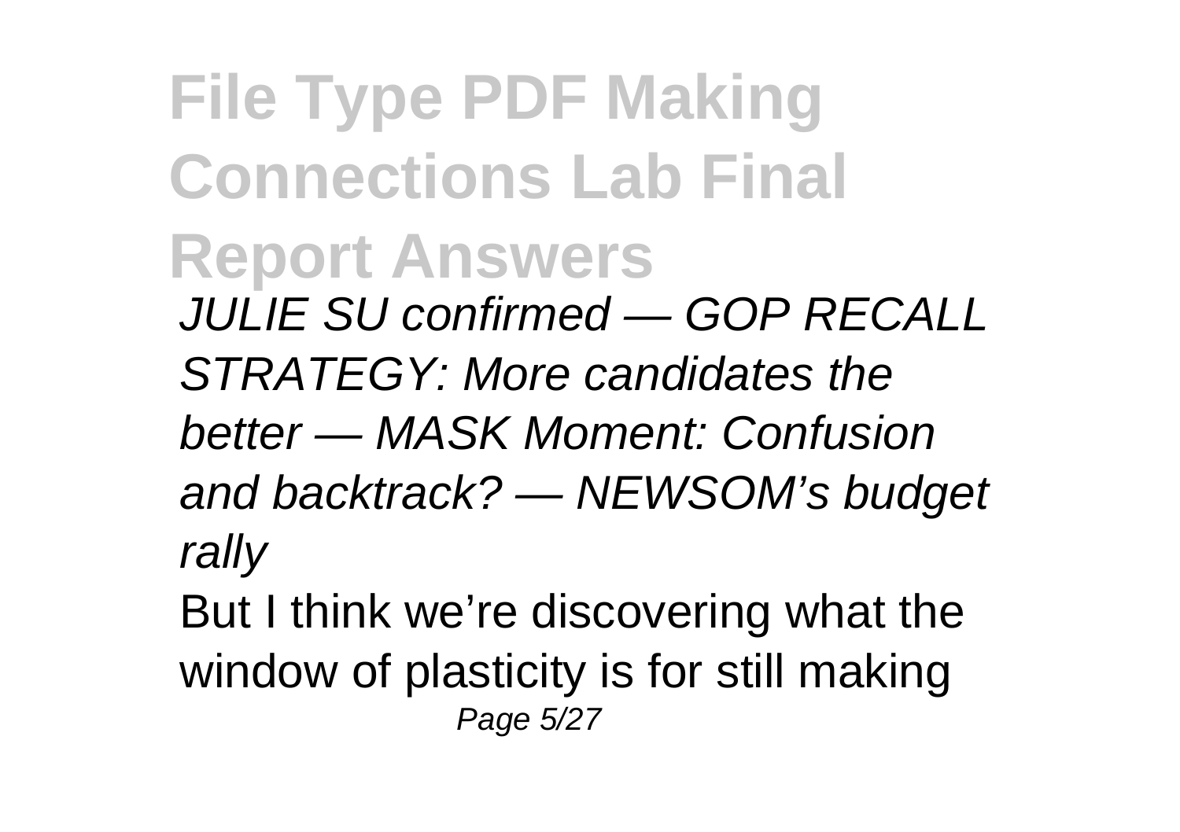# File Type PDF Making Connections Lab Final Report Answers

*JULIE SU confirmed — GOP RECALL STRATEGY: More candidates the better — MASK Moment: Confusion and backtrack? — NEWSOM's budget rally*

But I think we're discovering what the window of plasticity is for still making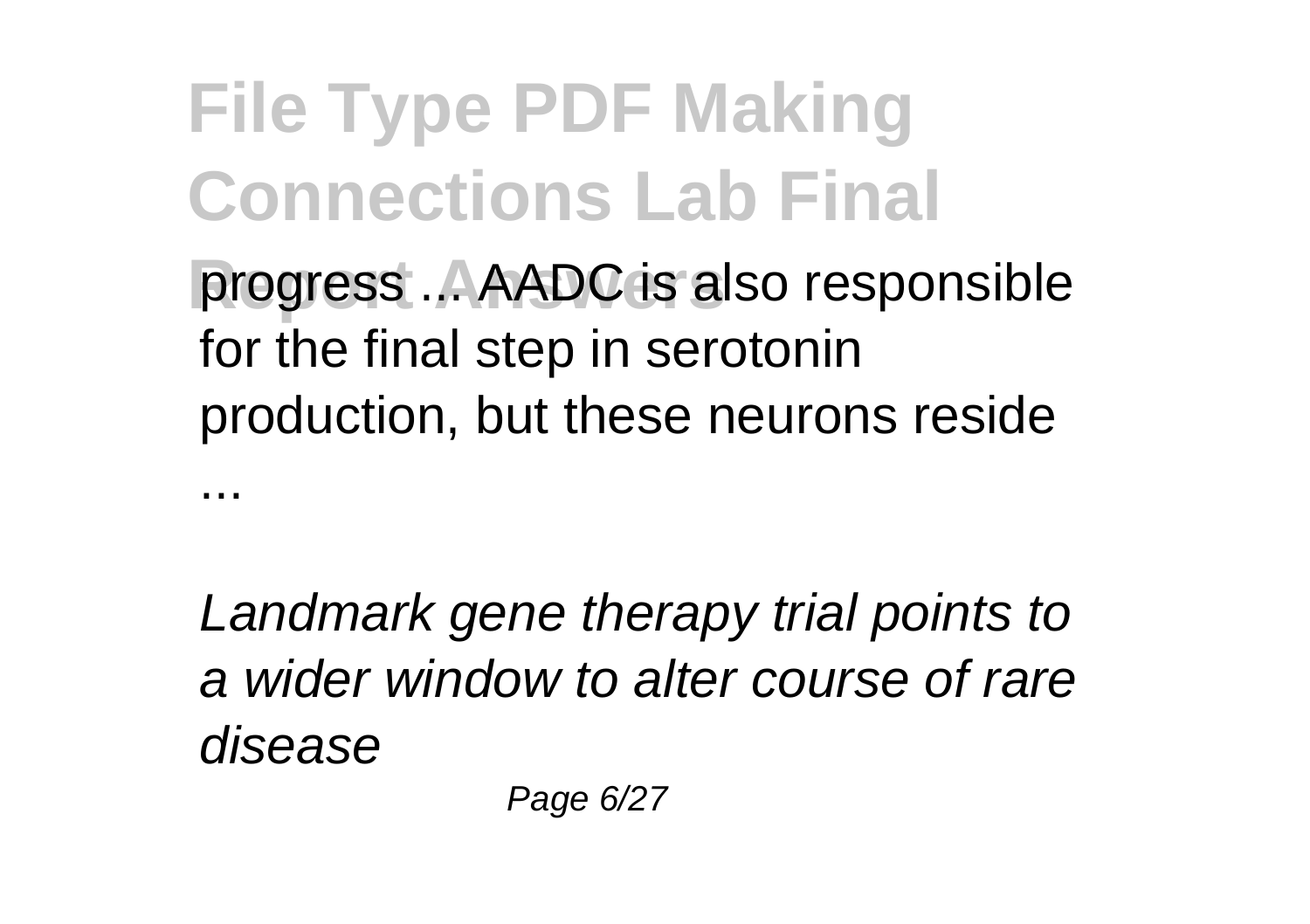progress ... AADC is also responsible for the final step in serotonin production, but these neurons reside ...

*Landmark gene therapy trial points to a wider window to alter course of rare disease*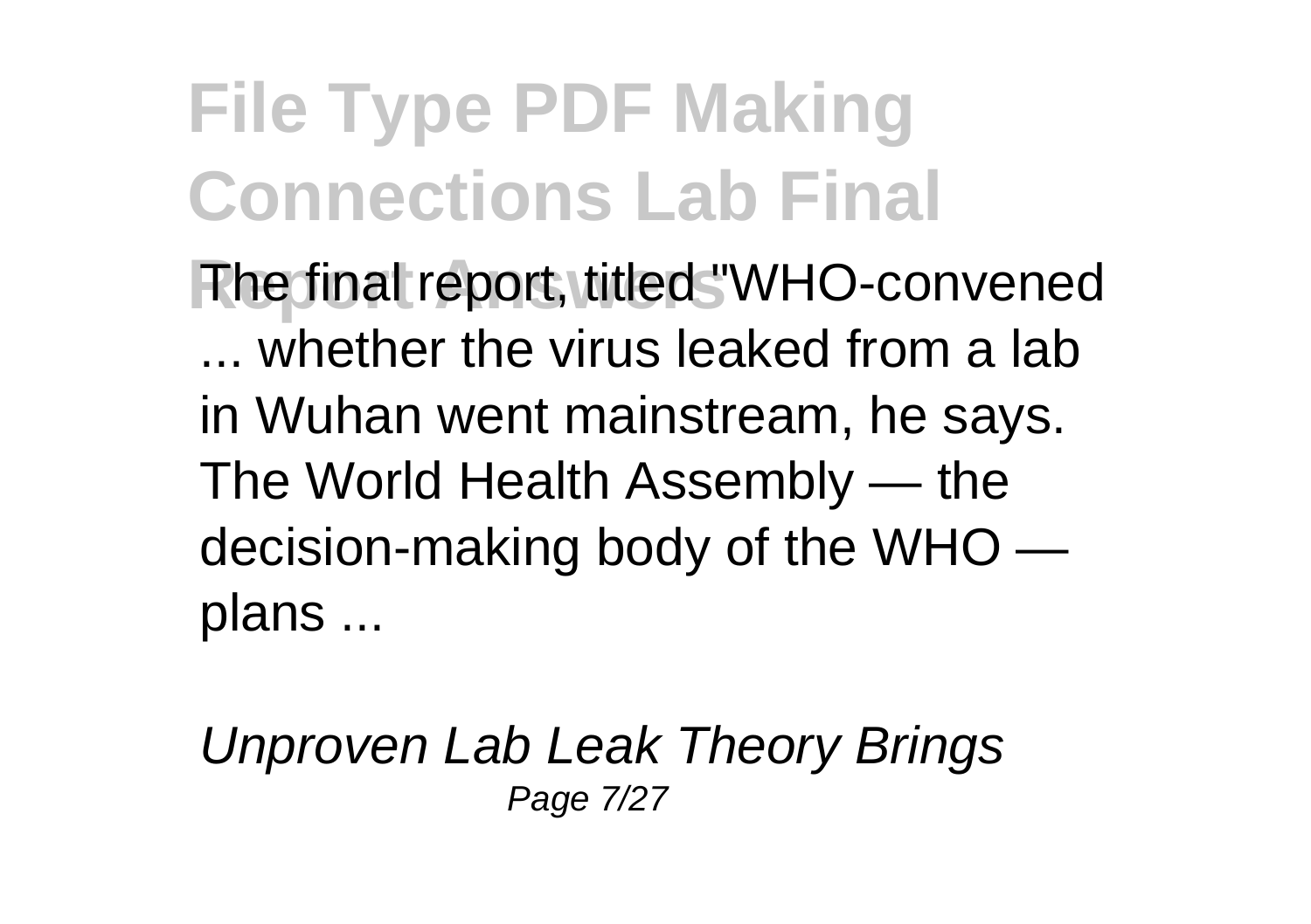The final report, titled "WHO-convened ... whether the virus leaked from a lab in Wuhan went mainstream, he says. The World Health Assembly — the decision-making body of the WHO — plans ...

*Unproven Lab Leak Theory Brings*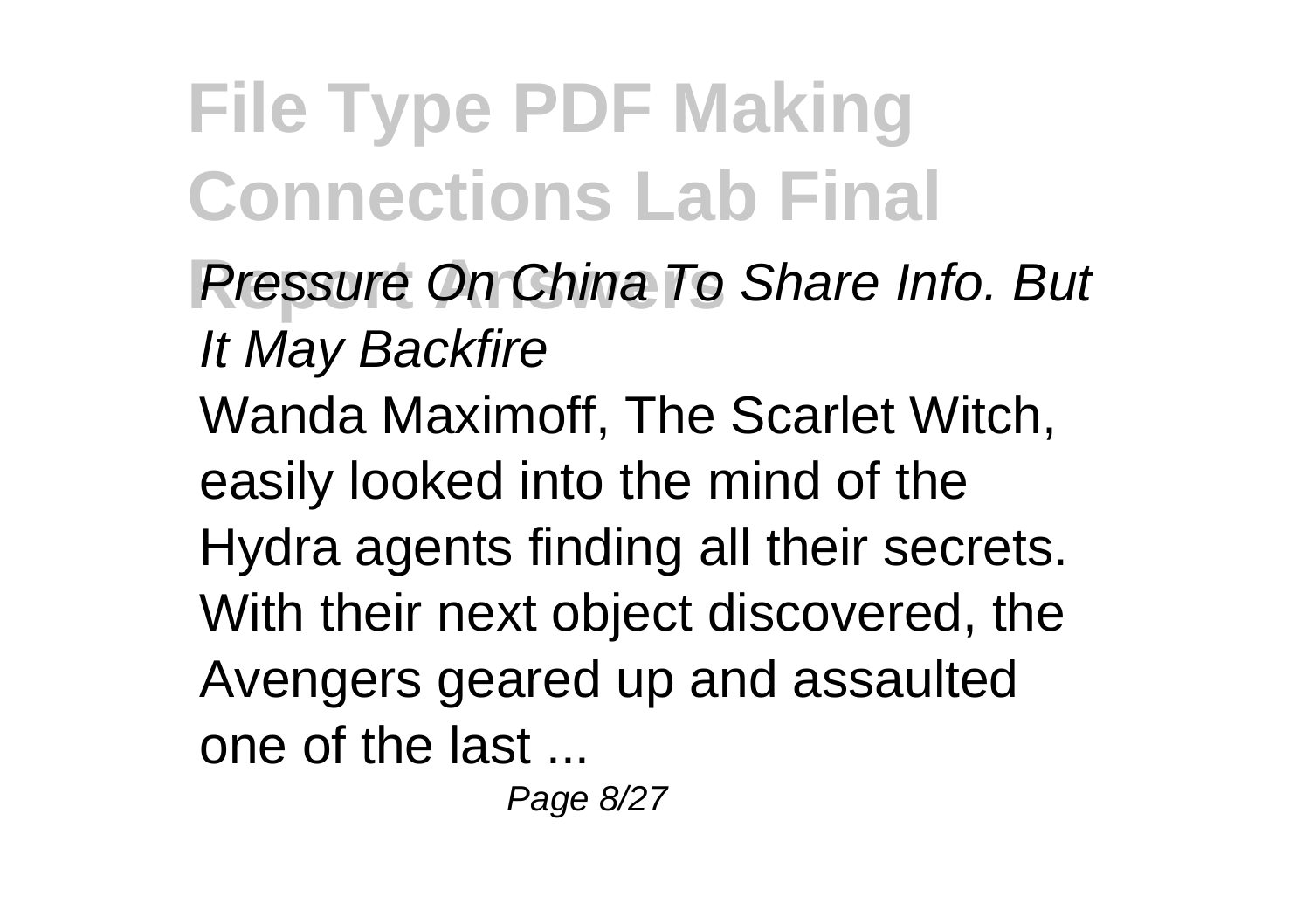*Pressure On China To Share Info. But It May Backfire*

Wanda Maximoff, The Scarlet Witch, easily looked into the mind of the Hydra agents finding all their secrets. With their next object discovered, the Avengers geared up and assaulted one of the last ...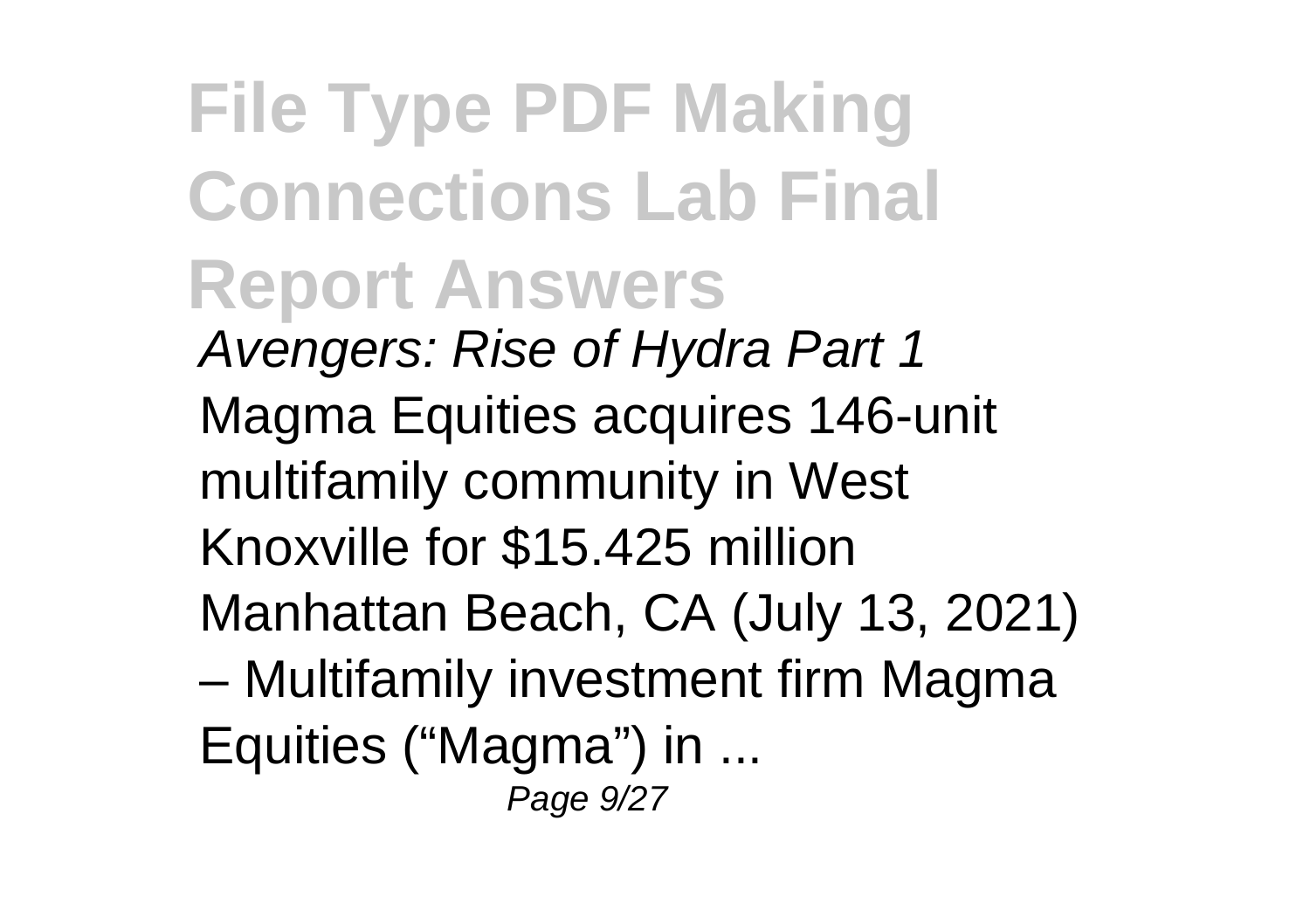*Avengers: Rise of Hydra Part 1*

Magma Equities acquires 146-unit multifamily community in West Knoxville for $15.425 million

Manhattan Beach, CA (July 13, 2021) – Multifamily investment firm Magma Equities ("Magma") in ...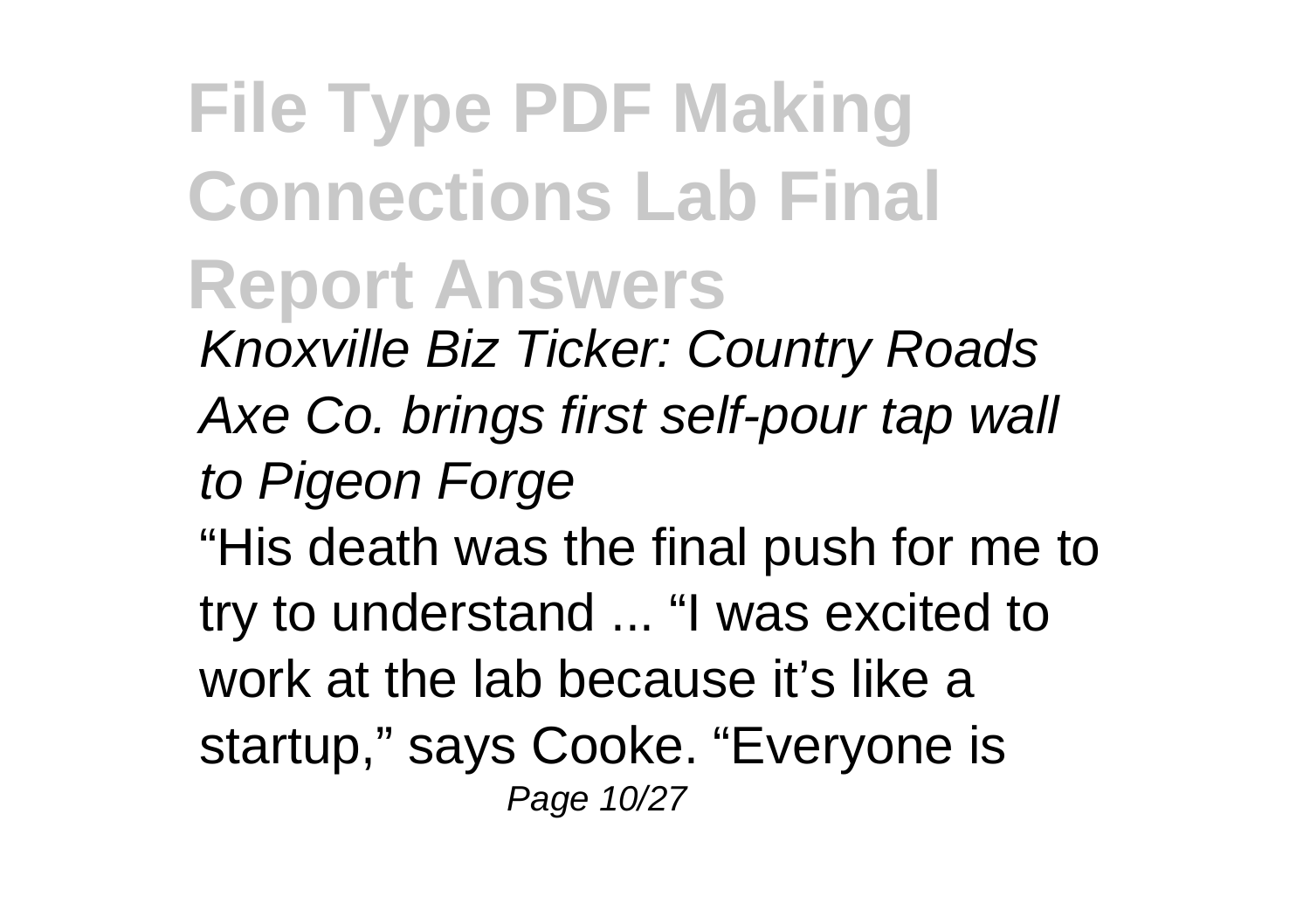# File Type PDF Making Connections Lab Final Report Answers

*Knoxville Biz Ticker: Country Roads Axe Co. brings first self-pour tap wall to Pigeon Forge*

"His death was the final push for me to try to understand ... "I was excited to work at the lab because it's like a startup," says Cooke. "Everyone is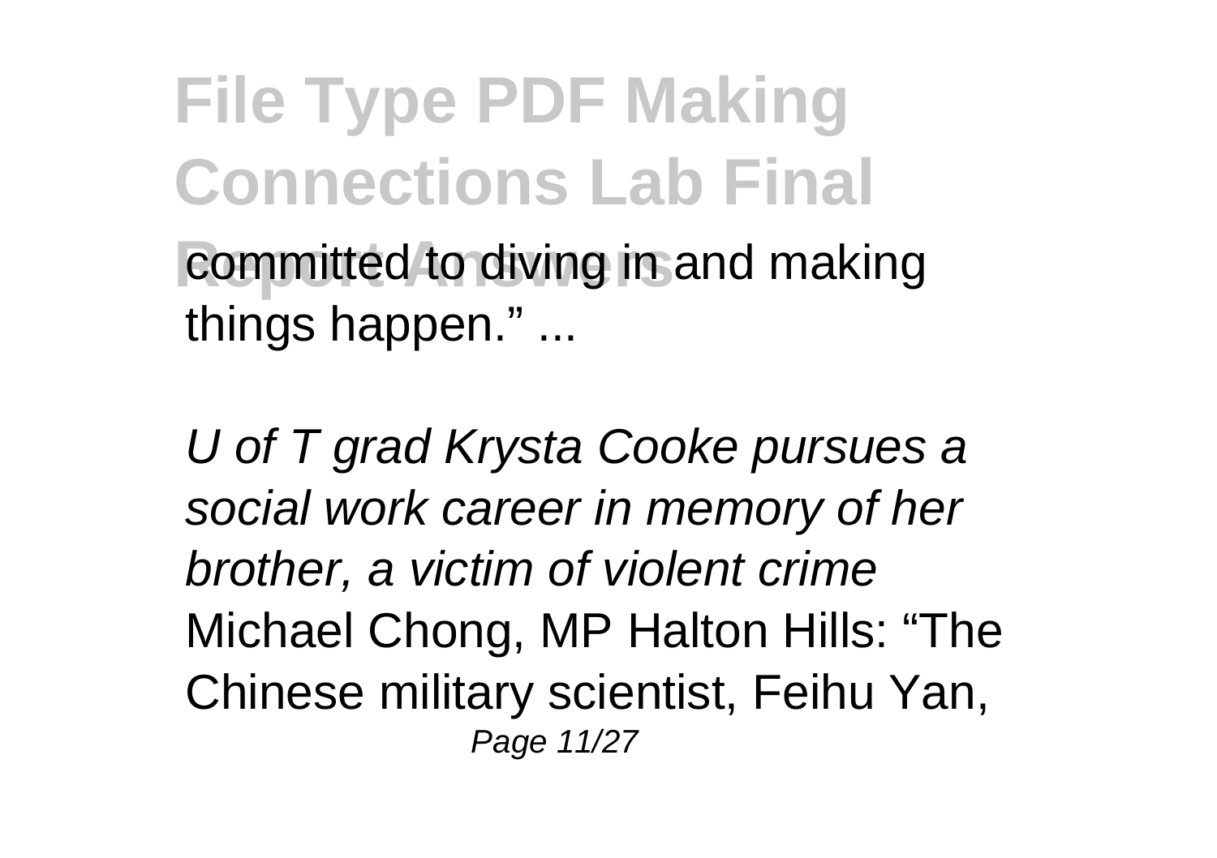committed to diving in and making things happen." ...

*U of T grad Krysta Cooke pursues a social work career in memory of her brother, a victim of violent crime*

Michael Chong, MP Halton Hills: "The Chinese military scientist, Feihu Yan,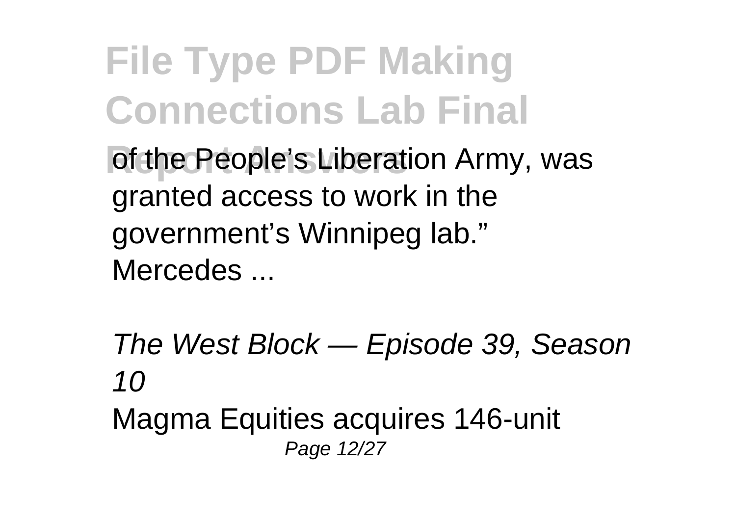of the People's Liberation Army, was granted access to work in the government's Winnipeg lab." Mercedes ...

*The West Block — Episode 39, Season 10*

Magma Equities acquires 146-unit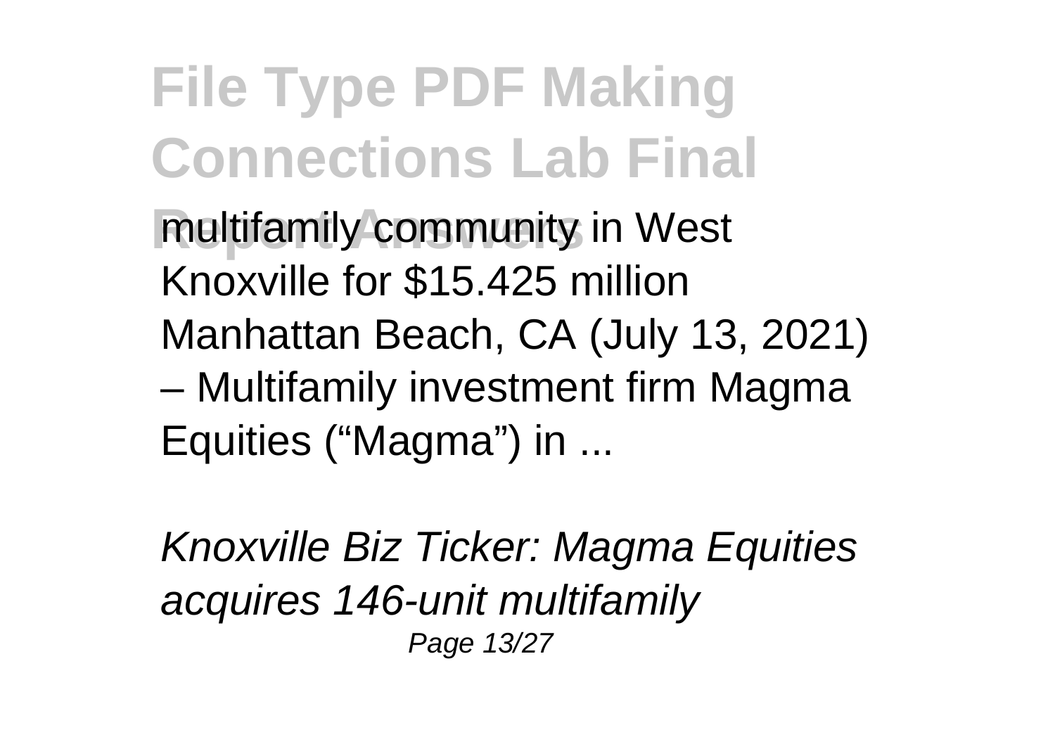multifamily community in West Knoxville for $15.425 million Manhattan Beach, CA (July 13, 2021) – Multifamily investment firm Magma Equities ("Magma") in ...

*Knoxville Biz Ticker: Magma Equities acquires 146-unit multifamily*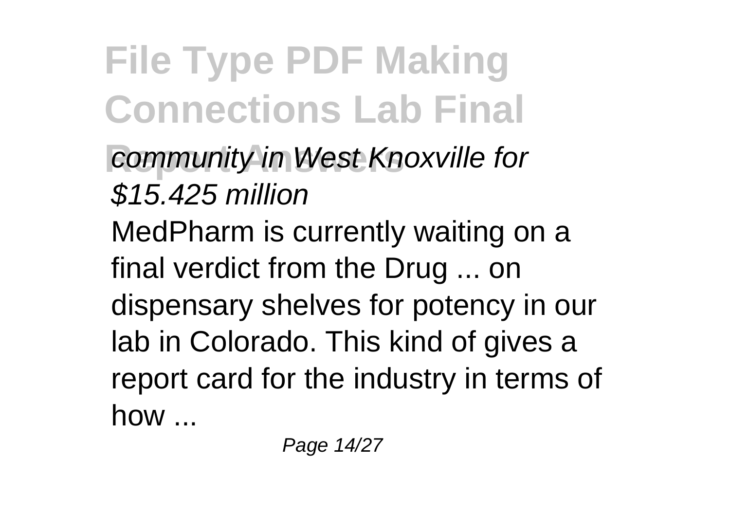*community in West Knoxville for $15.425 million*

MedPharm is currently waiting on a final verdict from the Drug ... on dispensary shelves for potency in our lab in Colorado. This kind of gives a report card for the industry in terms of how ...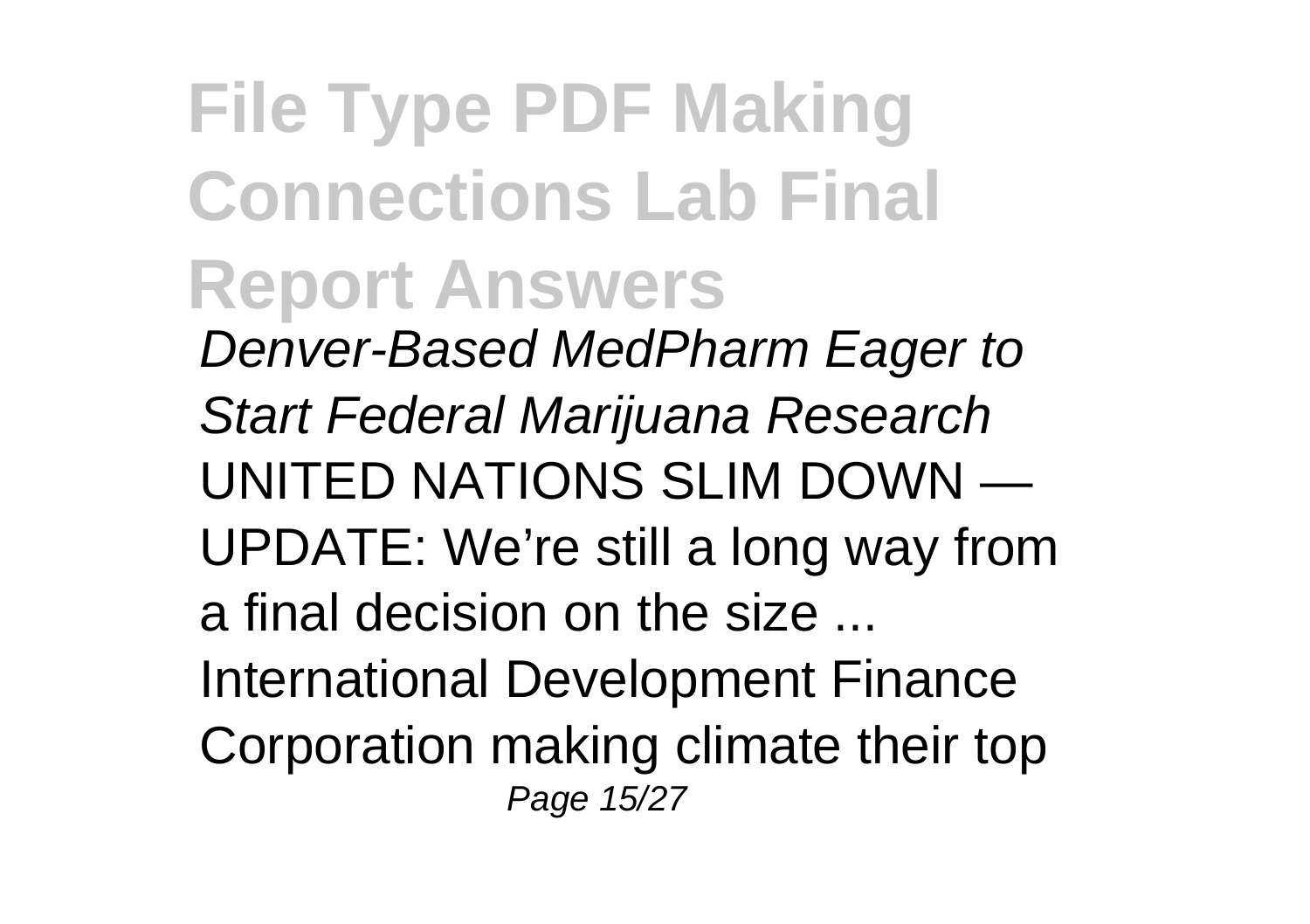**File Type PDF Making Connections Lab Final Report Answers**

*Denver-Based MedPharm Eager to Start Federal Marijuana Research*

UNITED NATIONS SLIM DOWN — UPDATE: We're still a long way from a final decision on the size ...

International Development Finance Corporation making climate their top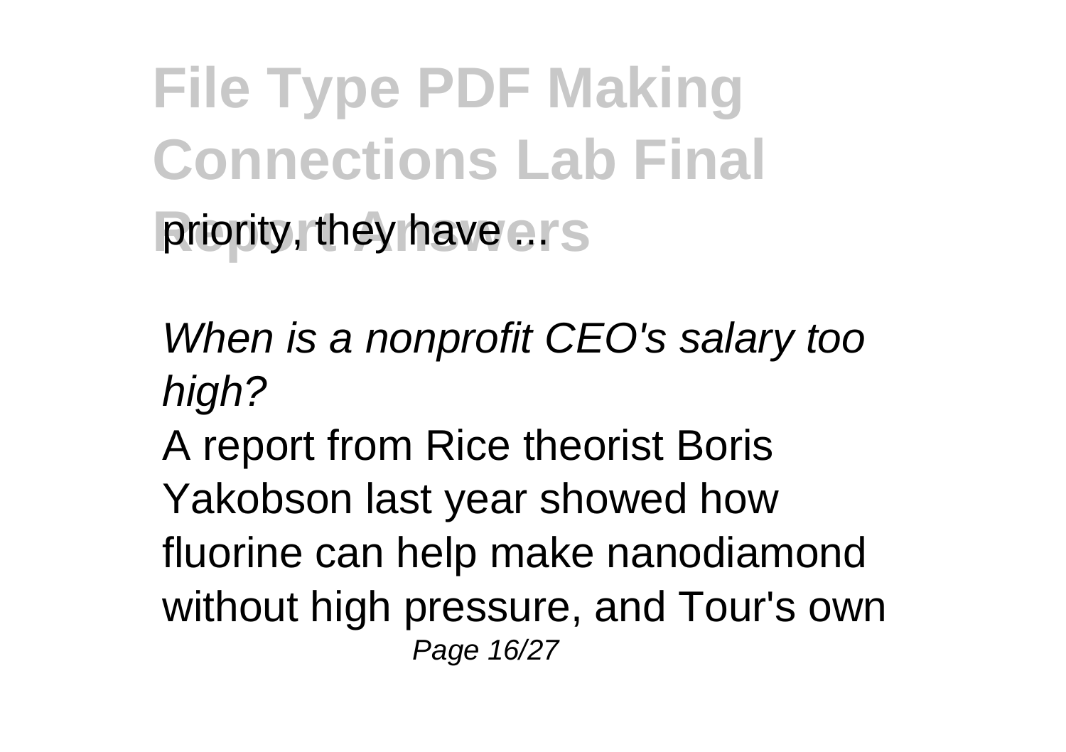priority, they have ...

*When is a nonprofit CEO's salary too high?*

A report from Rice theorist Boris Yakobson last year showed how fluorine can help make nanodiamond without high pressure, and Tour's own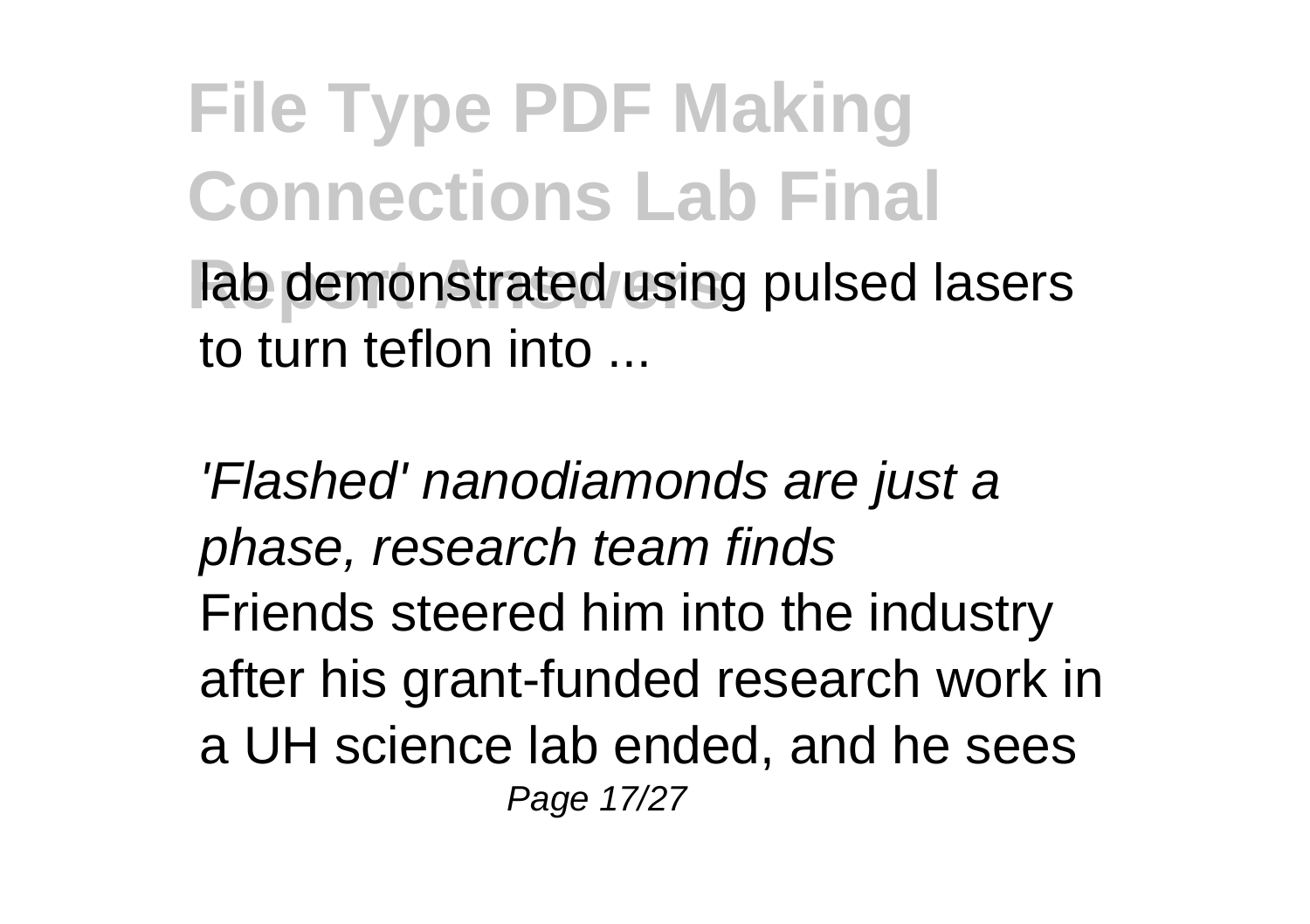lab demonstrated using pulsed lasers to turn teflon into ...

*'Flashed' nanodiamonds are just a phase, research team finds*

Friends steered him into the industry after his grant-funded research work in a UH science lab ended, and he sees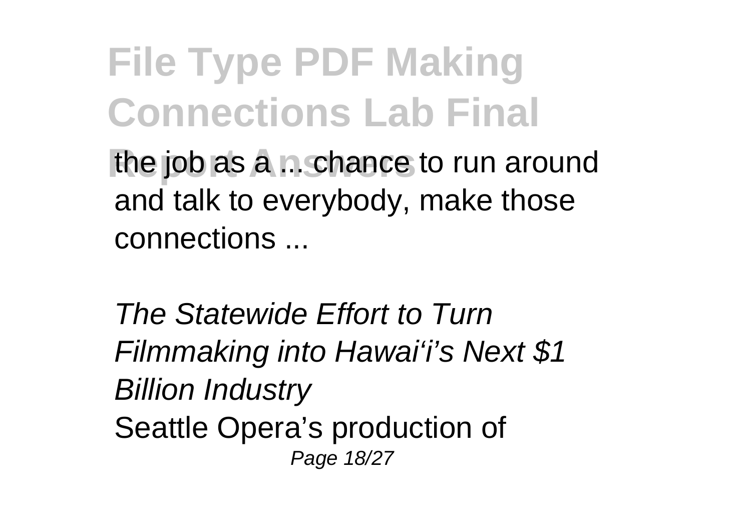the job as a ... chance to run around and talk to everybody, make those connections ...

*The Statewide Effort to Turn Filmmaking into Hawai'i's Next $1 Billion Industry*

Seattle Opera's production of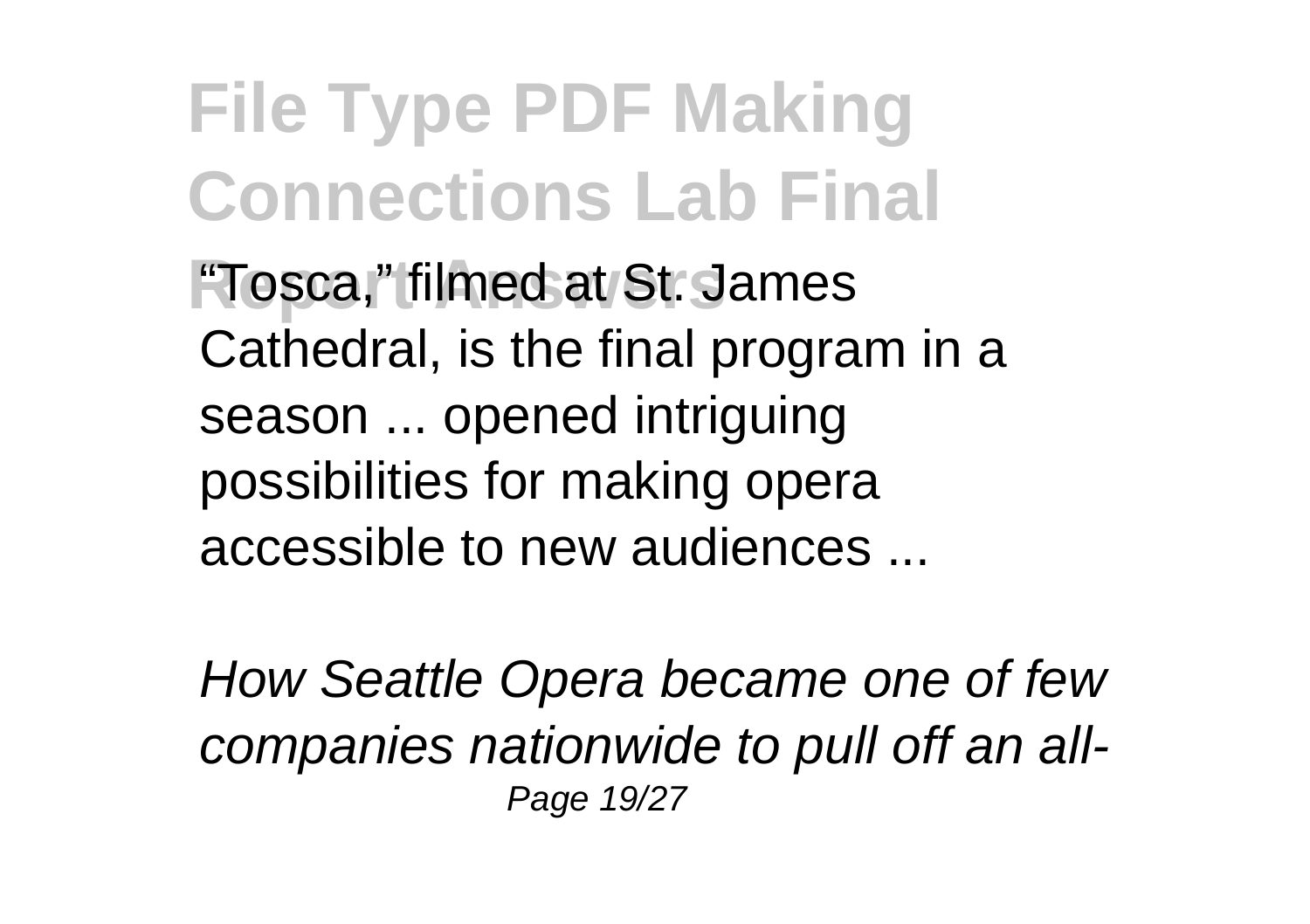“Tosca,” filmed at St. James Cathedral, is the final program in a season ... opened intriguing possibilities for making opera accessible to new audiences ...

*How Seattle Opera became one of few companies nationwide to pull off an all-*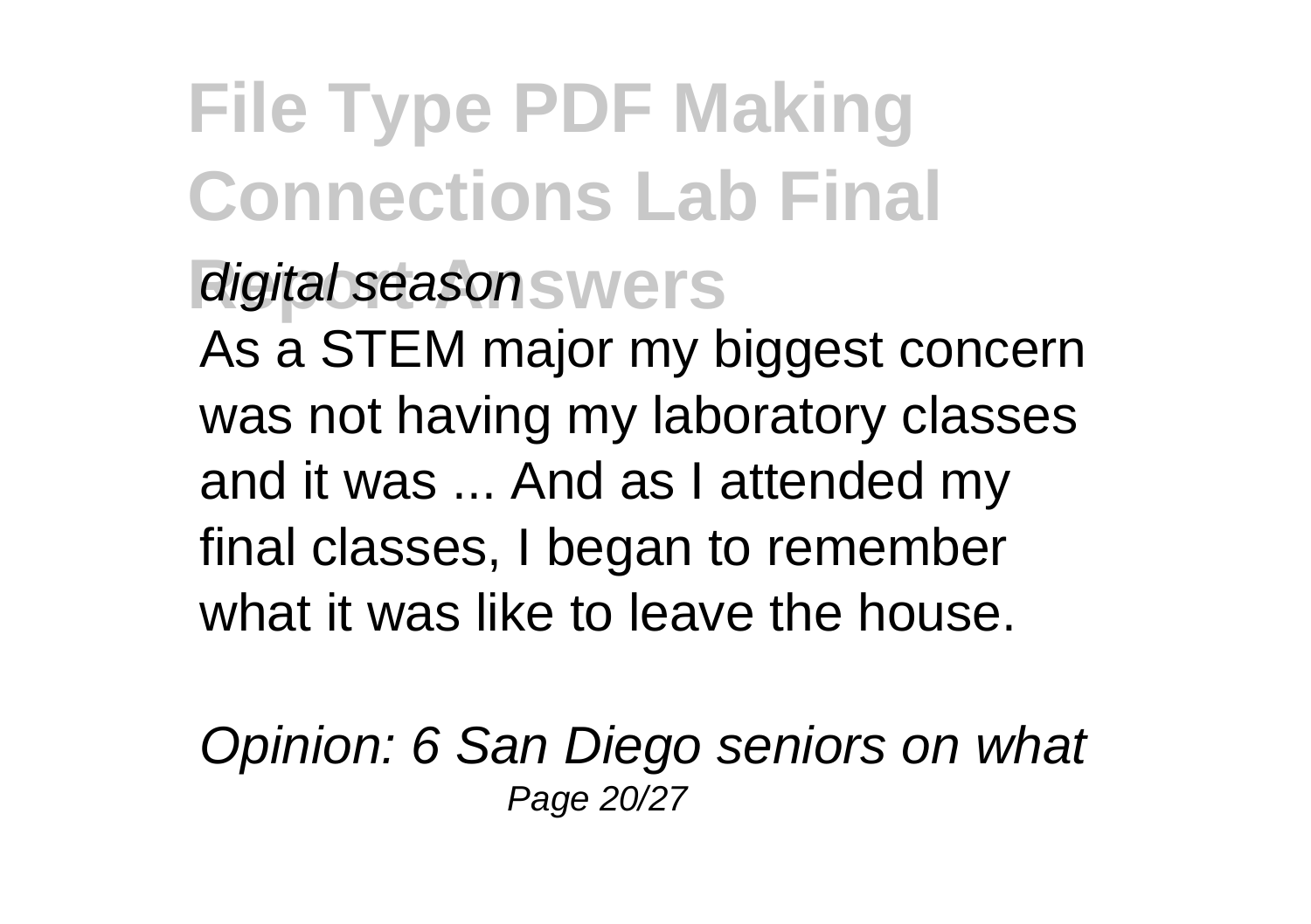*digital season*

As a STEM major my biggest concern was not having my laboratory classes and it was ... And as I attended my final classes, I began to remember what it was like to leave the house.

*Opinion: 6 San Diego seniors on what*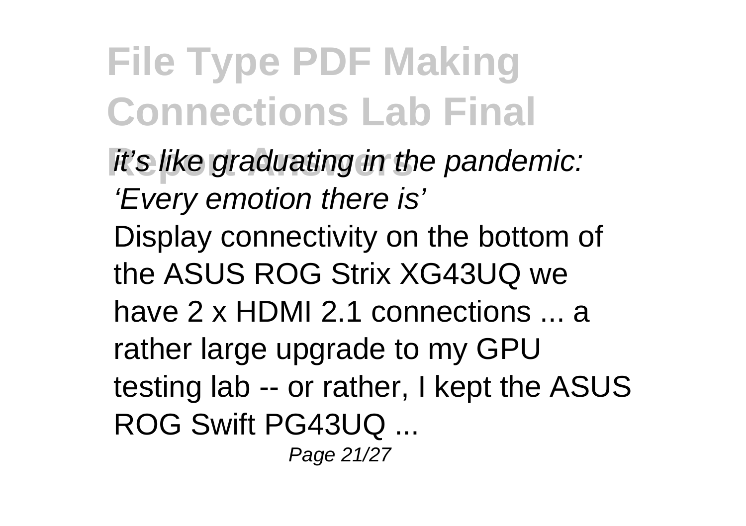*it's like graduating in the pandemic: 'Every emotion there is'*

Display connectivity on the bottom of the ASUS ROG Strix XG43UQ we have 2 x HDMI 2.1 connections ... a rather large upgrade to my GPU testing lab -- or rather, I kept the ASUS ROG Swift PG43UQ ...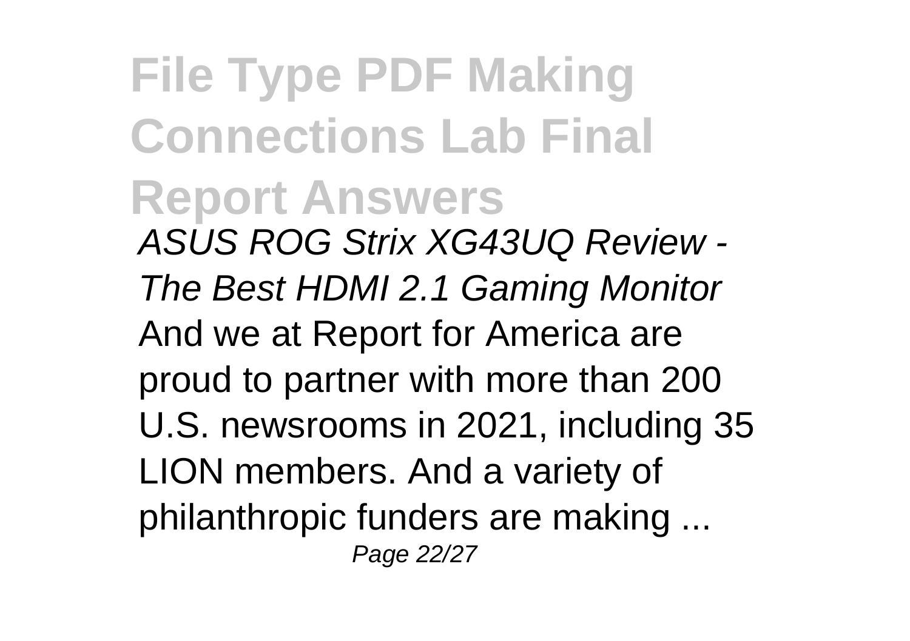**File Type PDF Making Connections Lab Final Report Answers**

*ASUS ROG Strix XG43UQ Review - The Best HDMI 2.1 Gaming Monitor*

And we at Report for America are proud to partner with more than 200 U.S. newsrooms in 2021, including 35 LION members. And a variety of philanthropic funders are making ...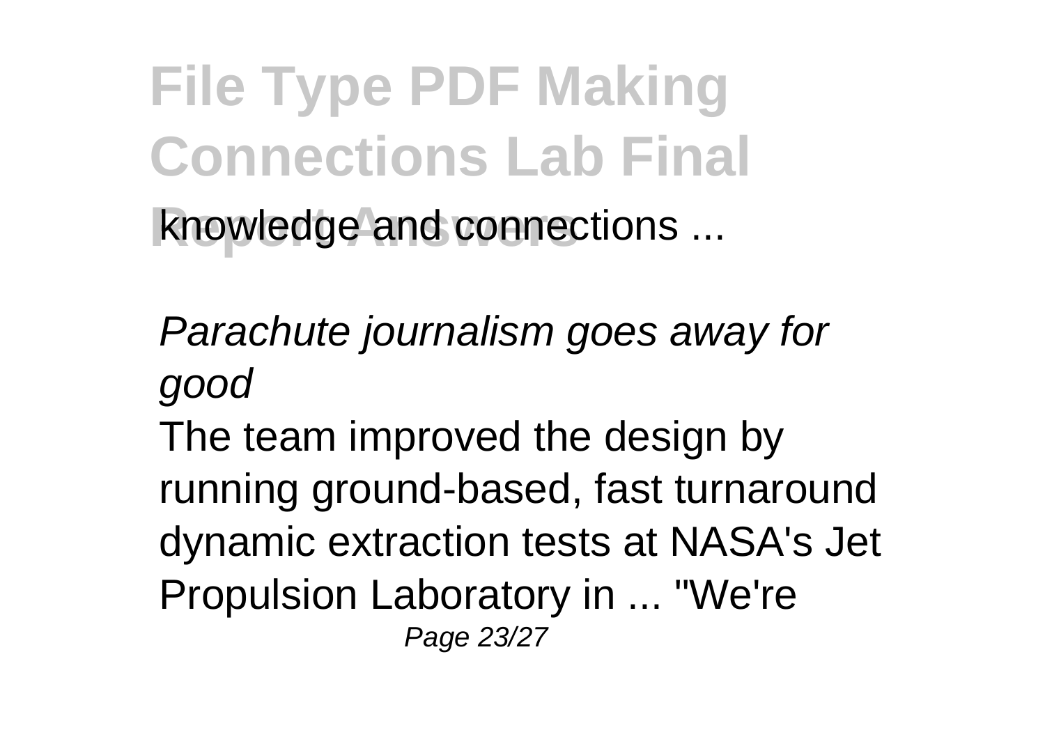knowledge and connections ...

*Parachute journalism goes away for good*

The team improved the design by running ground-based, fast turnaround dynamic extraction tests at NASA's Jet Propulsion Laboratory in ... "We're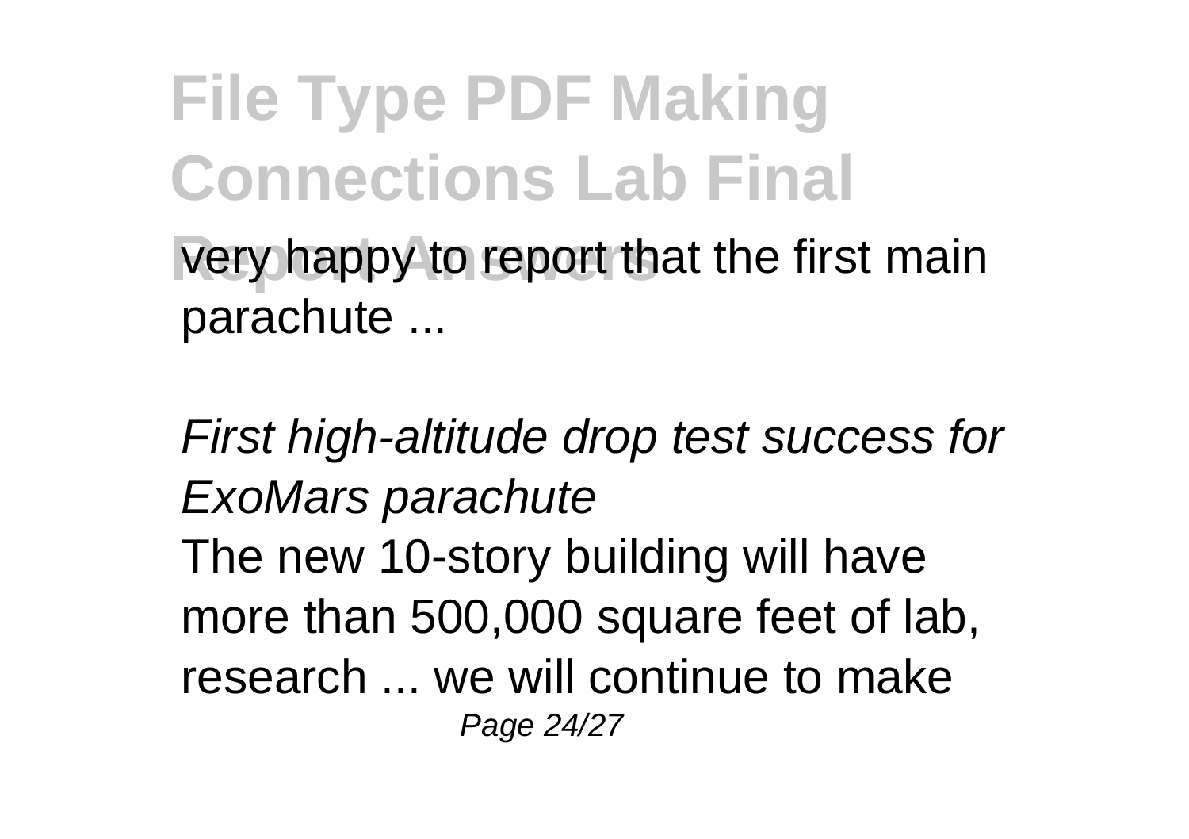very happy to report that the first main parachute ...

*First high-altitude drop test success for ExoMars parachute*

The new 10-story building will have more than 500,000 square feet of lab, research ... we will continue to make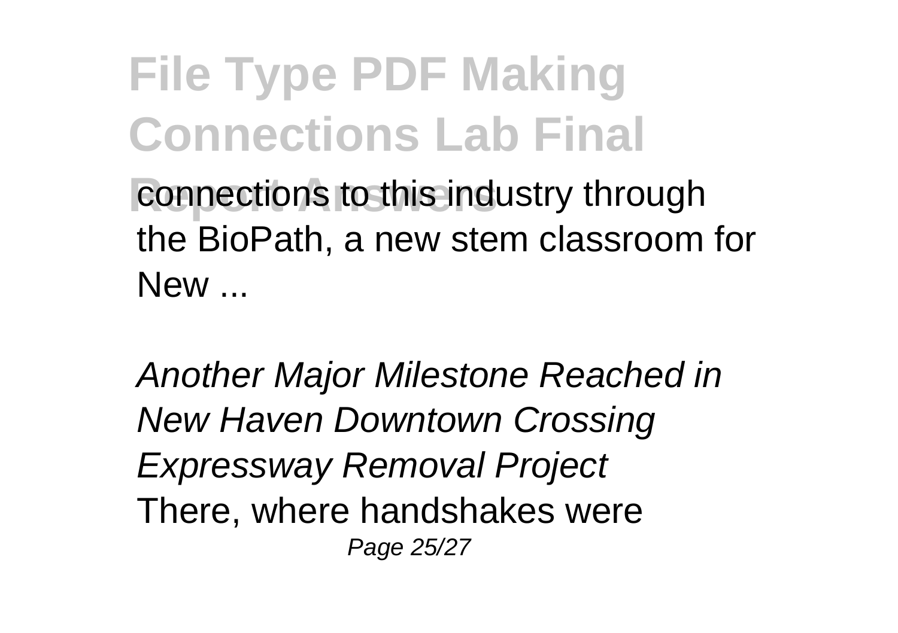connections to this industry through the BioPath, a new stem classroom for New ...

*Another Major Milestone Reached in New Haven Downtown Crossing Expressway Removal Project*

There, where handshakes were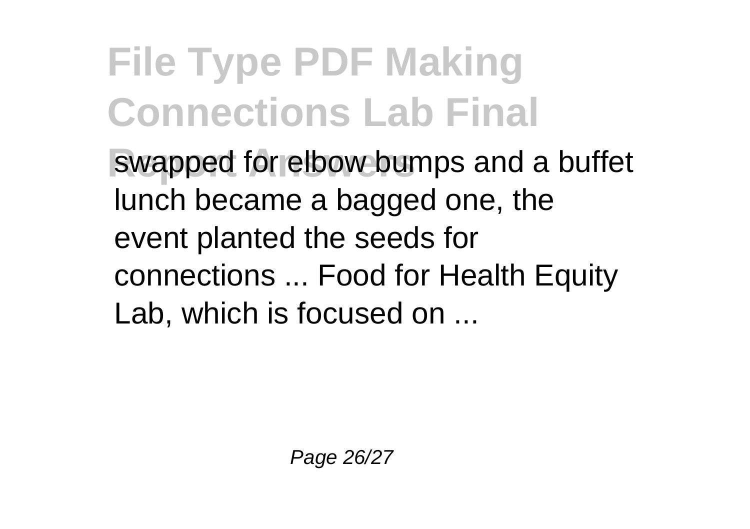swapped for elbow bumps and a buffet lunch became a bagged one, the event planted the seeds for connections ... Food for Health Equity Lab, which is focused on ...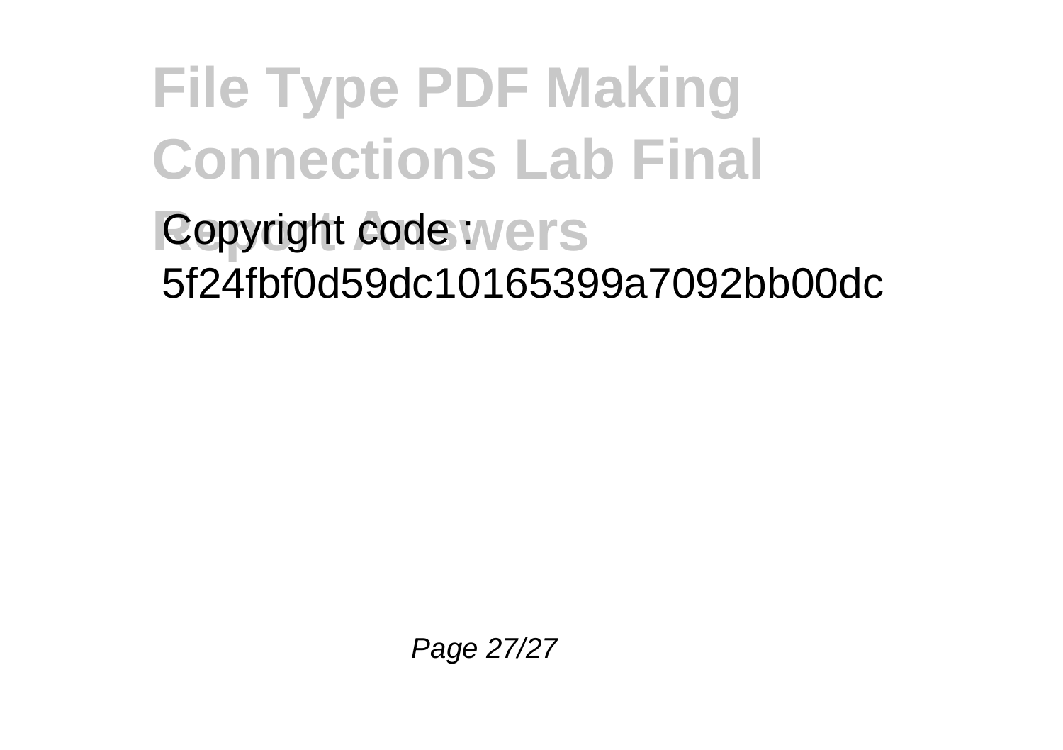Copyright code : 5f24fbf0d59dc10165399a7092bb00dc